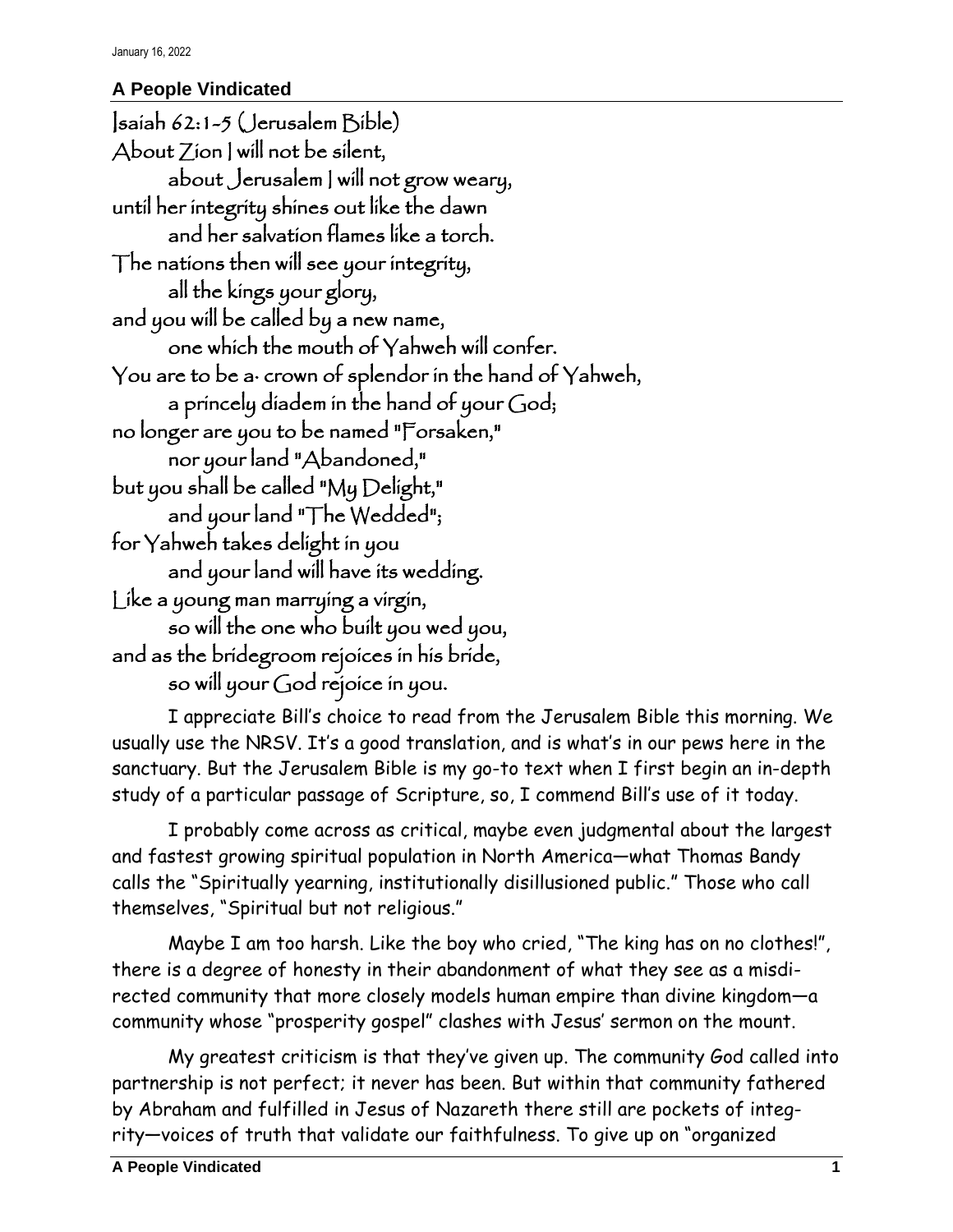January 16, 2022

## A People Vindicated

Isaiah 62:1-5 (Jerusalem Bible)

About Zion I will not be silent,
    about Jerusalem I will not grow weary,
until her integrity shines out like the dawn
    and her salvation flames like a torch.
The nations then will see your integrity,
    all the kings your glory,
and you will be called by a new name,
    one which the mouth of Yahweh will confer.
You are to be a· crown of splendor in the hand of Yahweh,
    a princely diadem in the hand of your God;
no longer are you to be named "Forsaken,"
    nor your land "Abandoned,"
but you shall be called "My Delight,"
    and your land "The Wedded";
for Yahweh takes delight in you
    and your land will have its wedding.
Like a young man marrying a virgin,
    so will the one who built you wed you,
and as the bridegroom rejoices in his bride,
    so will your God rejoice in you.

I appreciate Bill's choice to read from the Jerusalem Bible this morning. We usually use the NRSV. It's a good translation, and is what's in our pews here in the sanctuary. But the Jerusalem Bible is my go-to text when I first begin an in-depth study of a particular passage of Scripture, so, I commend Bill's use of it today.

I probably come across as critical, maybe even judgmental about the largest and fastest growing spiritual population in North America—what Thomas Bandy calls the "Spiritually yearning, institutionally disillusioned public." Those who call themselves, "Spiritual but not religious."

Maybe I am too harsh. Like the boy who cried, "The king has on no clothes!", there is a degree of honesty in their abandonment of what they see as a misdirected community that more closely models human empire than divine kingdom—a community whose "prosperity gospel" clashes with Jesus' sermon on the mount.

My greatest criticism is that they've given up. The community God called into partnership is not perfect; it never has been. But within that community fathered by Abraham and fulfilled in Jesus of Nazareth there still are pockets of integrity—voices of truth that validate our faithfulness. To give up on "organized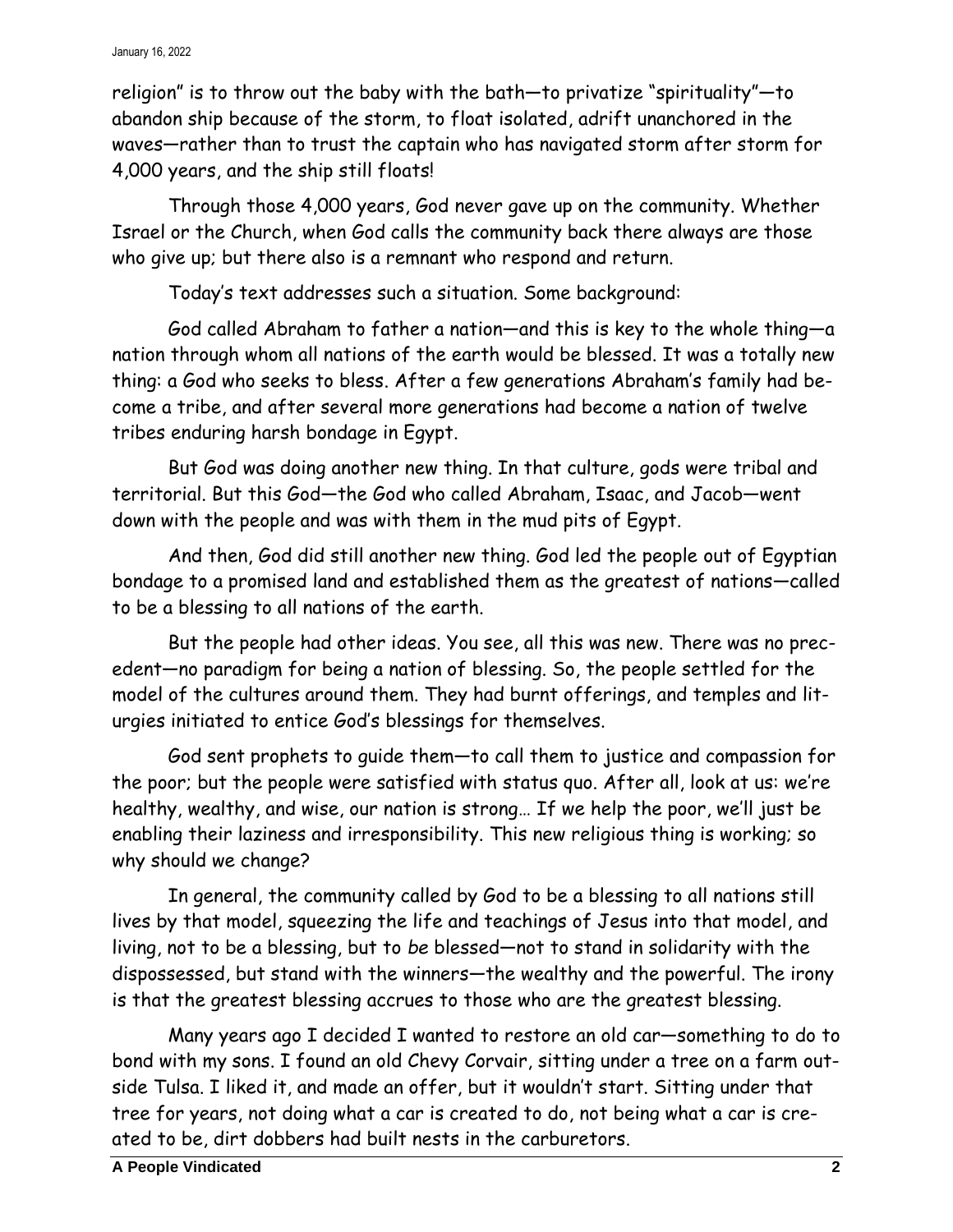religion" is to throw out the baby with the bath—to privatize "spirituality"—to abandon ship because of the storm, to float isolated, adrift unanchored in the waves—rather than to trust the captain who has navigated storm after storm for 4,000 years, and the ship still floats!

Through those 4,000 years, God never gave up on the community. Whether Israel or the Church, when God calls the community back there always are those who give up; but there also is a remnant who respond and return.

Today's text addresses such a situation. Some background:

God called Abraham to father a nation—and this is key to the whole thing—a nation through whom all nations of the earth would be blessed. It was a totally new thing: a God who seeks to bless. After a few generations Abraham's family had become a tribe, and after several more generations had become a nation of twelve tribes enduring harsh bondage in Egypt.

But God was doing another new thing. In that culture, gods were tribal and territorial. But this God—the God who called Abraham, Isaac, and Jacob—went down with the people and was with them in the mud pits of Egypt.

And then, God did still another new thing. God led the people out of Egyptian bondage to a promised land and established them as the greatest of nations—called to be a blessing to all nations of the earth.

But the people had other ideas. You see, all this was new. There was no precedent—no paradigm for being a nation of blessing. So, the people settled for the model of the cultures around them. They had burnt offerings, and temples and liturgies initiated to entice God's blessings for themselves.

God sent prophets to guide them—to call them to justice and compassion for the poor; but the people were satisfied with status quo. After all, look at us: we're healthy, wealthy, and wise, our nation is strong… If we help the poor, we'll just be enabling their laziness and irresponsibility. This new religious thing is working; so why should we change?

In general, the community called by God to be a blessing to all nations still lives by that model, squeezing the life and teachings of Jesus into that model, and living, not to be a blessing, but to *be* blessed—not to stand in solidarity with the dispossessed, but stand with the winners—the wealthy and the powerful. The irony is that the greatest blessing accrues to those who are the greatest blessing.

Many years ago I decided I wanted to restore an old car—something to do to bond with my sons. I found an old Chevy Corvair, sitting under a tree on a farm outside Tulsa. I liked it, and made an offer, but it wouldn't start. Sitting under that tree for years, not doing what a car is created to do, not being what a car is created to be, dirt dobbers had built nests in the carburetors.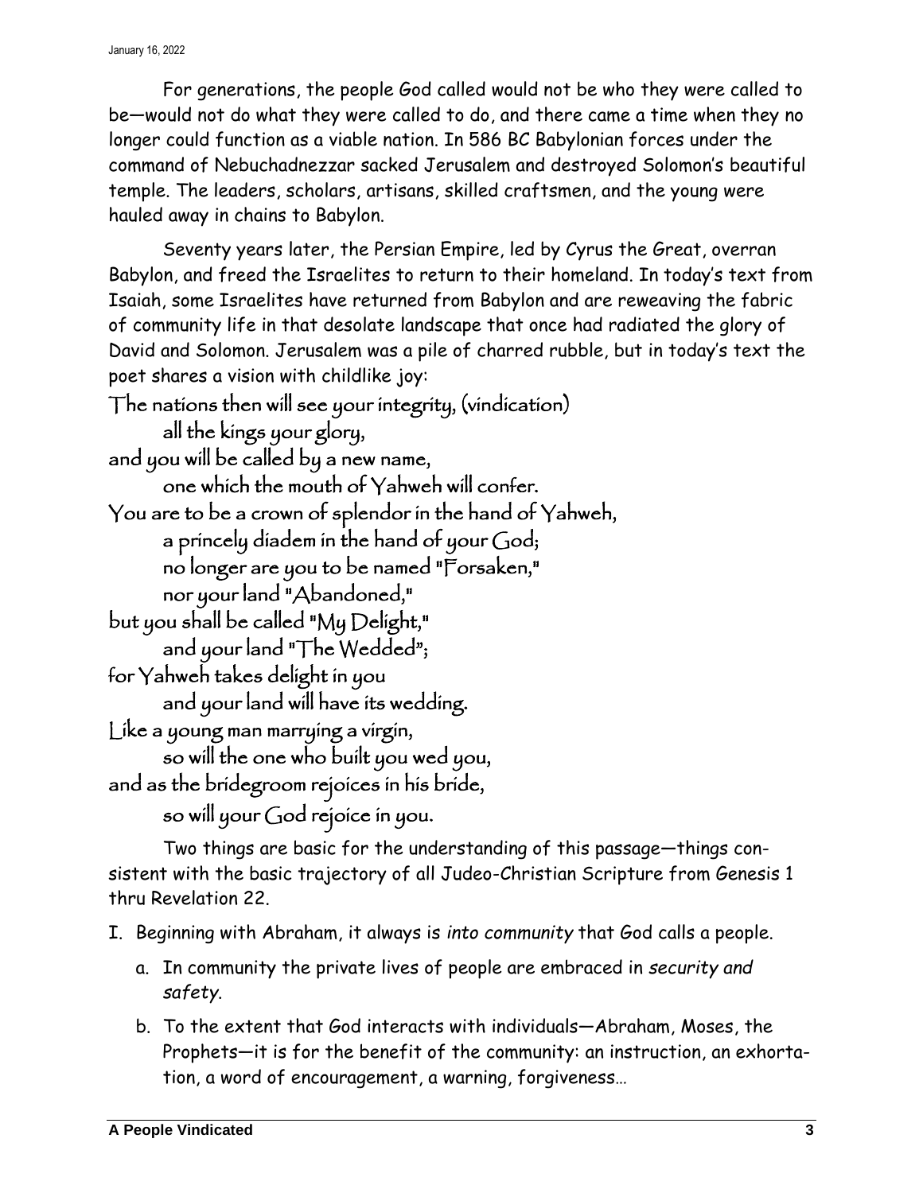For generations, the people God called would not be who they were called to be—would not do what they were called to do, and there came a time when they no longer could function as a viable nation. In 586 BC Babylonian forces under the command of Nebuchadnezzar sacked Jerusalem and destroyed Solomon's beautiful temple. The leaders, scholars, artisans, skilled craftsmen, and the young were hauled away in chains to Babylon.

Seventy years later, the Persian Empire, led by Cyrus the Great, overran Babylon, and freed the Israelites to return to their homeland. In today's text from Isaiah, some Israelites have returned from Babylon and are reweaving the fabric of community life in that desolate landscape that once had radiated the glory of David and Solomon. Jerusalem was a pile of charred rubble, but in today's text the poet shares a vision with childlike joy:

The nations then will see your integrity, (vindication)
all the kings your glory,
and you will be called by a new name,
one which the mouth of Yahweh will confer.
You are to be a crown of splendor in the hand of Yahweh,
a princely diadem in the hand of your God;
no longer are you to be named "Forsaken,"
nor your land "Abandoned,"
but you shall be called "My Delight,"
and your land "The Wedded";
for Yahweh takes delight in you
and your land will have its wedding.
Like a young man marrying a virgin,
so will the one who built you wed you,
and as the bridegroom rejoices in his bride,
so will your God rejoice in you.

Two things are basic for the understanding of this passage—things consistent with the basic trajectory of all Judeo-Christian Scripture from Genesis 1 thru Revelation 22.

I. Beginning with Abraham, it always is *into community* that God calls a people.
   a. In community the private lives of people are embraced in *security and safety*.
   b. To the extent that God interacts with individuals—Abraham, Moses, the Prophets—it is for the benefit of the community: an instruction, an exhortation, a word of encouragement, a warning, forgiveness…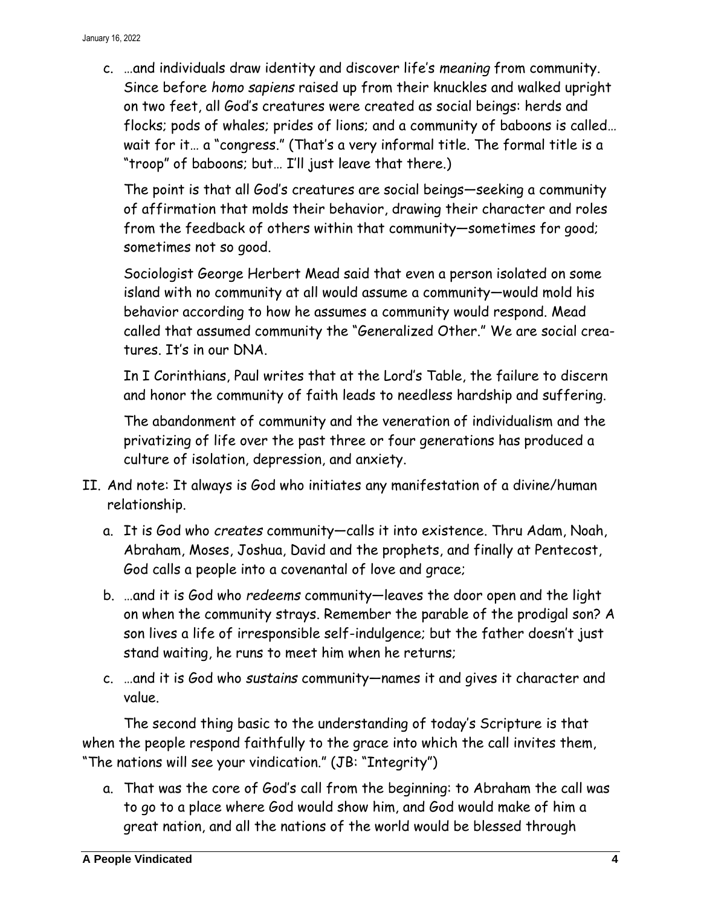c. …and individuals draw identity and discover life's *meaning* from community. Since before *homo sapiens* raised up from their knuckles and walked upright on two feet, all God's creatures were created as social beings: herds and flocks; pods of whales; prides of lions; and a community of baboons is called… wait for it… a "congress." (That's a very informal title. The formal title is a "troop" of baboons; but… I'll just leave that there.)

   The point is that all God's creatures are social beings—seeking a community of affirmation that molds their behavior, drawing their character and roles from the feedback of others within that community—sometimes for good; sometimes not so good.

   Sociologist George Herbert Mead said that even a person isolated on some island with no community at all would assume a community—would mold his behavior according to how he assumes a community would respond. Mead called that assumed community the "Generalized Other." We are social creatures. It's in our DNA.

   In I Corinthians, Paul writes that at the Lord's Table, the failure to discern and honor the community of faith leads to needless hardship and suffering.

   The abandonment of community and the veneration of individualism and the privatizing of life over the past three or four generations has produced a culture of isolation, depression, and anxiety.

II. And note: It always is God who initiates any manifestation of a divine/human relationship.

   a. It is God who *creates* community—calls it into existence. Thru Adam, Noah, Abraham, Moses, Joshua, David and the prophets, and finally at Pentecost, God calls a people into a covenantal of love and grace;

   b. …and it is God who *redeems* community—leaves the door open and the light on when the community strays. Remember the parable of the prodigal son? A son lives a life of irresponsible self-indulgence; but the father doesn't just stand waiting, he runs to meet him when he returns;

   c. …and it is God who *sustains* community—names it and gives it character and value.

The second thing basic to the understanding of today's Scripture is that when the people respond faithfully to the grace into which the call invites them, "The nations will see your vindication." (JB: "Integrity")

   a. That was the core of God's call from the beginning: to Abraham the call was to go to a place where God would show him, and God would make of him a great nation, and all the nations of the world would be blessed through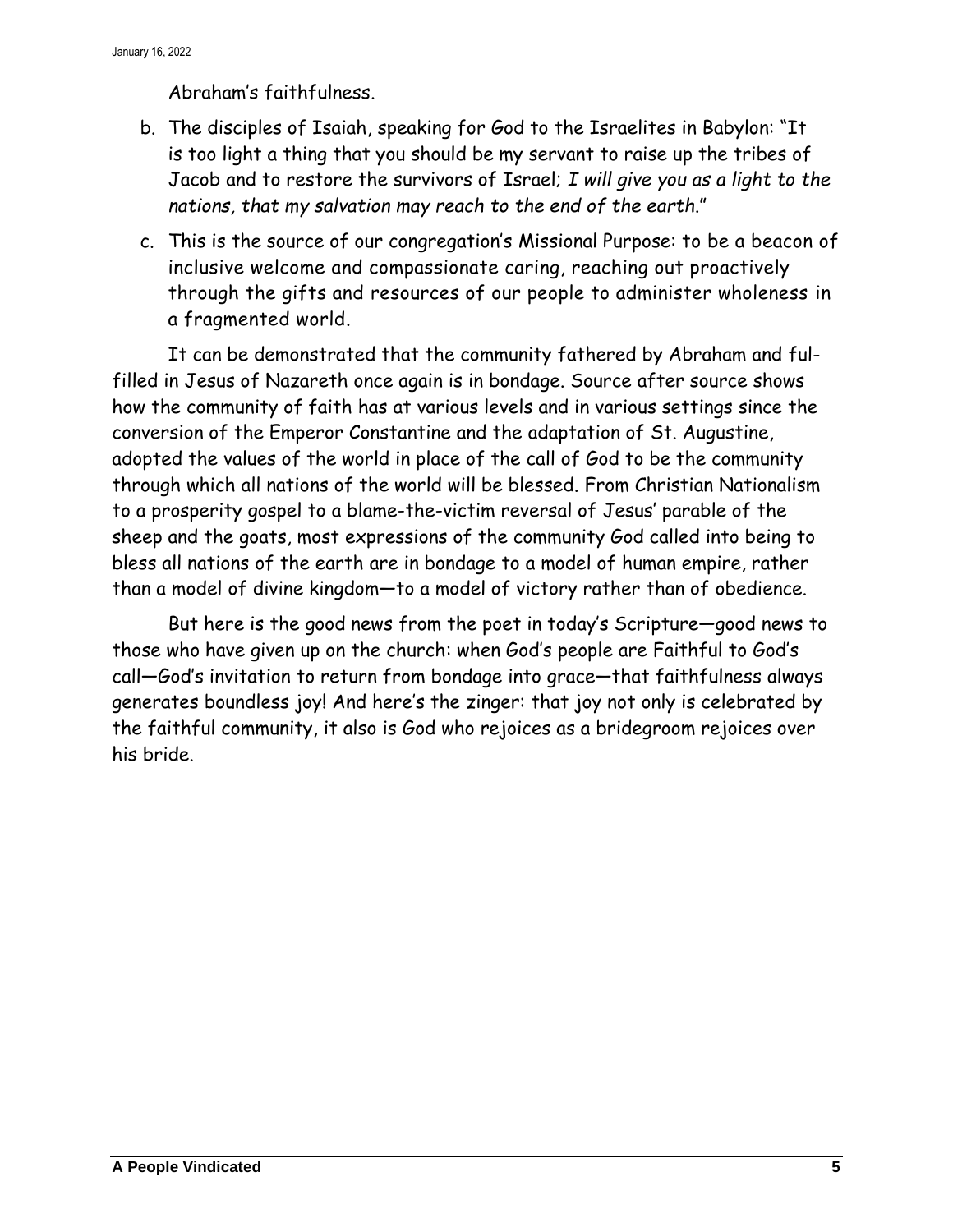Abraham's faithfulness.

b. The disciples of Isaiah, speaking for God to the Israelites in Babylon: "It is too light a thing that you should be my servant to raise up the tribes of Jacob and to restore the survivors of Israel; *I will give you as a light to the nations, that my salvation may reach to the end of the earth*."

c. This is the source of our congregation's Missional Purpose: to be a beacon of inclusive welcome and compassionate caring, reaching out proactively through the gifts and resources of our people to administer wholeness in a fragmented world.

It can be demonstrated that the community fathered by Abraham and fulfilled in Jesus of Nazareth once again is in bondage. Source after source shows how the community of faith has at various levels and in various settings since the conversion of the Emperor Constantine and the adaptation of St. Augustine, adopted the values of the world in place of the call of God to be the community through which all nations of the world will be blessed. From Christian Nationalism to a prosperity gospel to a blame-the-victim reversal of Jesus' parable of the sheep and the goats, most expressions of the community God called into being to bless all nations of the earth are in bondage to a model of human empire, rather than a model of divine kingdom—to a model of victory rather than of obedience.

But here is the good news from the poet in today's Scripture—good news to those who have given up on the church: when God's people are Faithful to God's call—God's invitation to return from bondage into grace—that faithfulness always generates boundless joy! And here's the zinger: that joy not only is celebrated by the faithful community, it also is God who rejoices as a bridegroom rejoices over his bride.